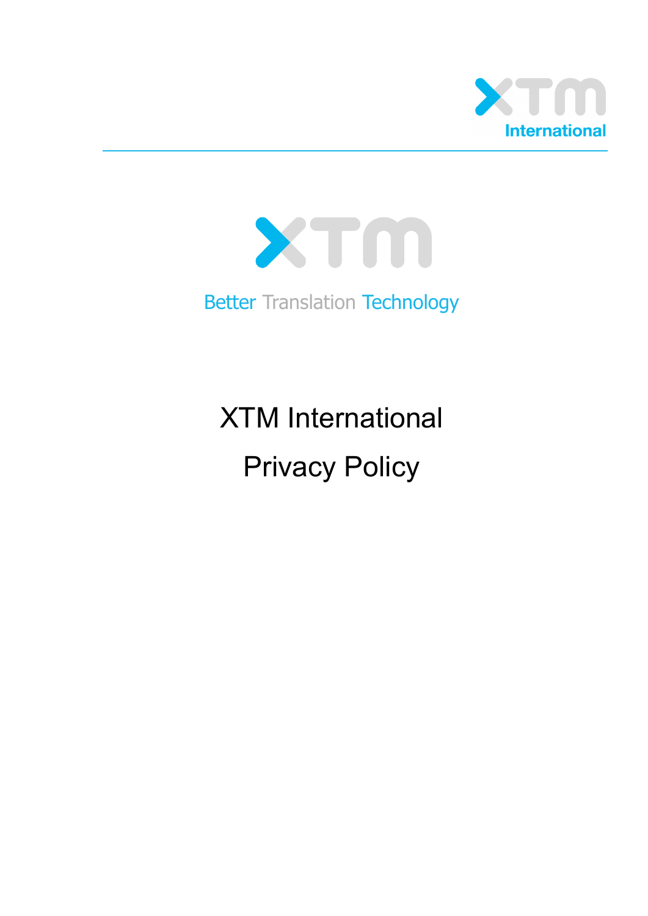XTM International

Better Translation Technology

# XTM International

# Privacy Policy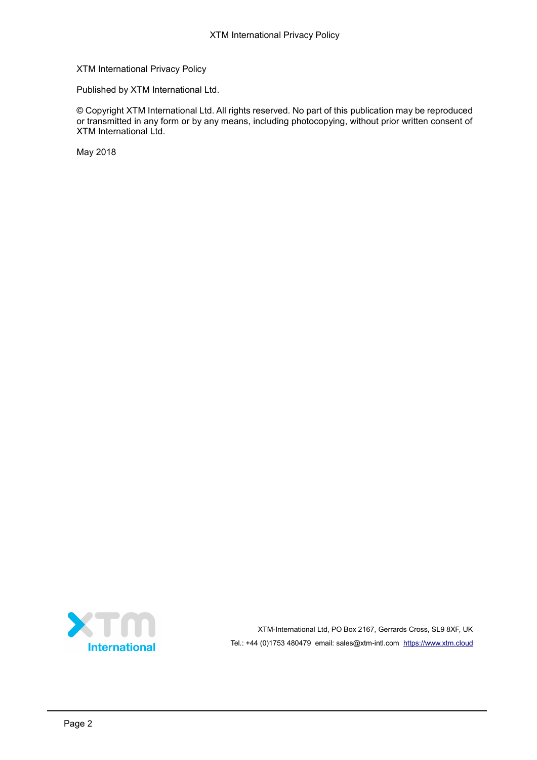XTM International Privacy Policy

Published by XTM International Ltd.

© Copyright XTM International Ltd. All rights reserved. No part of this publication may be reproduced or transmitted in any form or by any means, including photocopying, without prior written consent of XTM International Ltd.

May 2018

XTM-International Ltd, PO Box 2167, Gerrards Cross, SL9 8XF, UK

Tel.: +44 (0)1753 480479 email: sales@xtm-intl.com https://www.xtm.cloud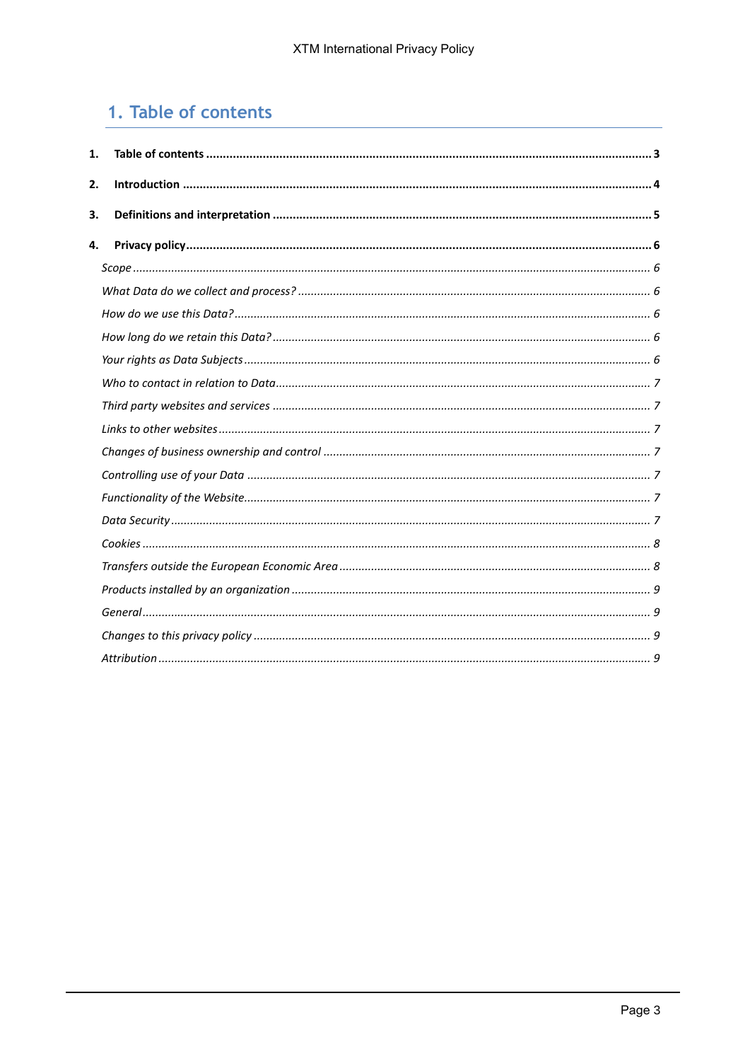# 1. Table of contents

**1. Table of contents** ..... **3**

**2. Introduction** ..... **4**

**3. Definitions and interpretation** ..... **5**

**4. Privacy policy** ..... **6**

- *Scope* ..... *6*
- *What Data do we collect and process?* ..... *6*
- *How do we use this Data?* ..... *6*
- *How long do we retain this Data?* ..... *6*
- *Your rights as Data Subjects* ..... *6*
- *Who to contact in relation to Data* ..... *7*
- *Third party websites and services* ..... *7*
- *Links to other websites* ..... *7*
- *Changes of business ownership and control* ..... *7*
- *Controlling use of your Data* ..... *7*
- *Functionality of the Website* ..... *7*
- *Data Security* ..... *7*
- *Cookies* ..... *8*
- *Transfers outside the European Economic Area* ..... *8*
- *Products installed by an organization* ..... *9*
- *General* ..... *9*
- *Changes to this privacy policy* ..... *9*
- *Attribution* ..... *9*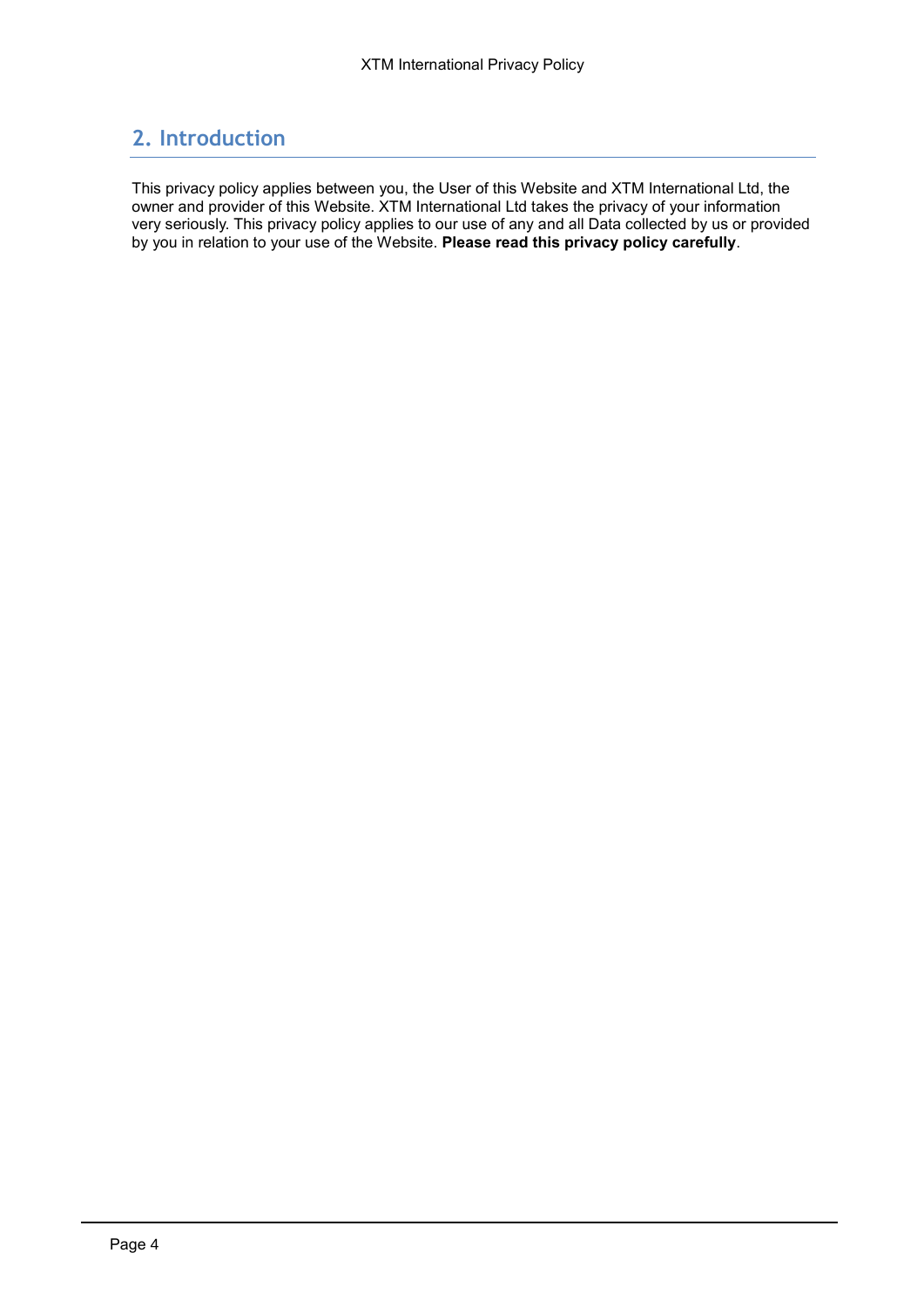## 2. Introduction

This privacy policy applies between you, the User of this Website and XTM International Ltd, the owner and provider of this Website. XTM International Ltd takes the privacy of your information very seriously. This privacy policy applies to our use of any and all Data collected by us or provided by you in relation to your use of the Website. **Please read this privacy policy carefully**.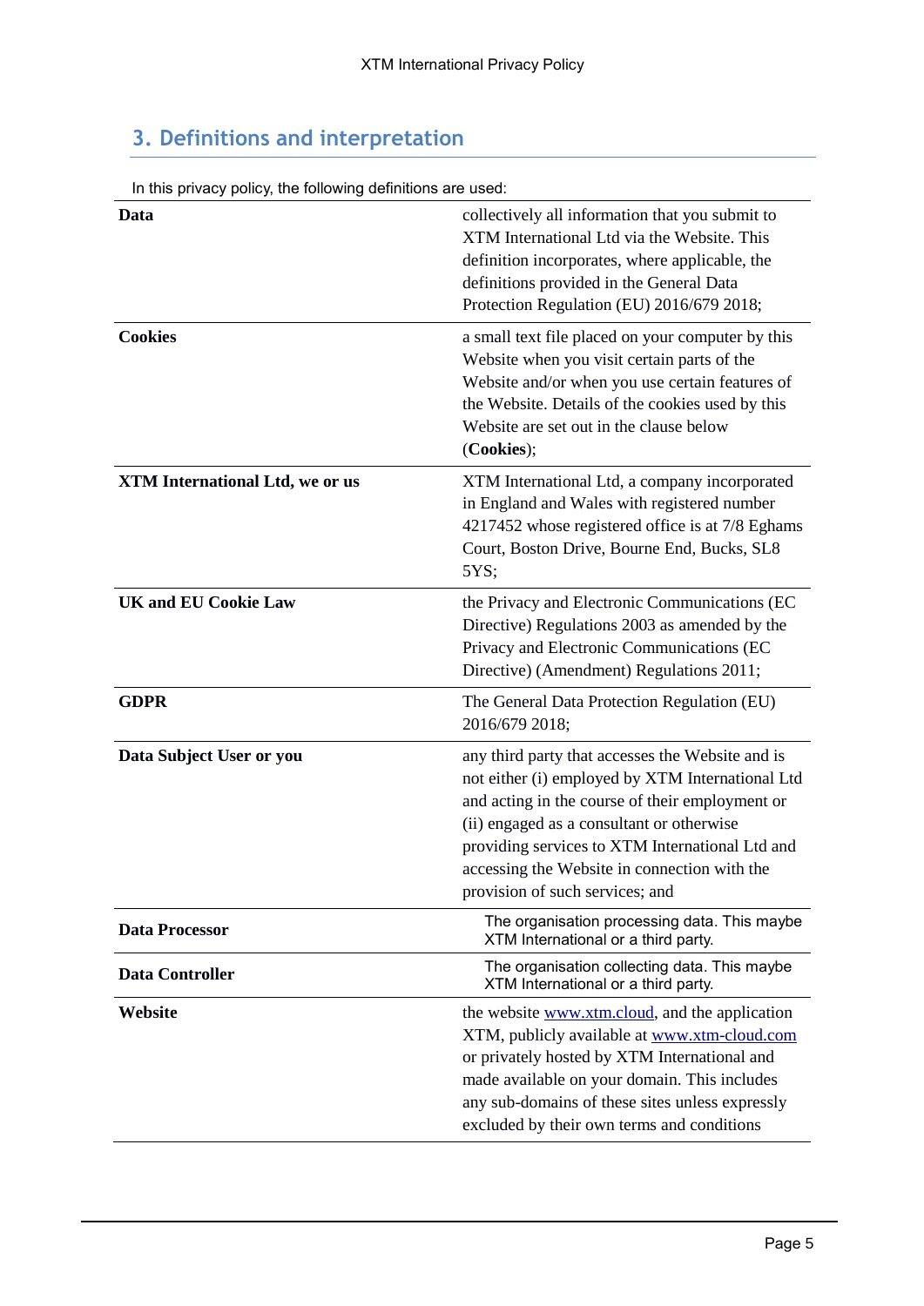## 3. Definitions and interpretation

In this privacy policy, the following definitions are used:

| | |
|---|---|
| **Data** | collectively all information that you submit to XTM International Ltd via the Website. This definition incorporates, where applicable, the definitions provided in the General Data Protection Regulation (EU) 2016/679 2018; |
| **Cookies** | a small text file placed on your computer by this Website when you visit certain parts of the Website and/or when you use certain features of the Website. Details of the cookies used by this Website are set out in the clause below (**Cookies**); |
| **XTM International Ltd, we or us** | XTM International Ltd, a company incorporated in England and Wales with registered number 4217452 whose registered office is at 7/8 Eghams Court, Boston Drive, Bourne End, Bucks, SL8 5YS; |
| **UK and EU Cookie Law** | the Privacy and Electronic Communications (EC Directive) Regulations 2003 as amended by the Privacy and Electronic Communications (EC Directive) (Amendment) Regulations 2011; |
| **GDPR** | The General Data Protection Regulation (EU) 2016/679 2018; |
| **Data Subject User or you** | any third party that accesses the Website and is not either (i) employed by XTM International Ltd and acting in the course of their employment or (ii) engaged as a consultant or otherwise providing services to XTM International Ltd and accessing the Website in connection with the provision of such services; and |
| **Data Processor** | The organisation processing data. This maybe XTM International or a third party. |
| **Data Controller** | The organisation collecting data. This maybe XTM International or a third party. |
| **Website** | the website [www.xtm.cloud](www.xtm.cloud), and the application XTM, publicly available at [www.xtm-cloud.com](www.xtm-cloud.com) or privately hosted by XTM International and made available on your domain. This includes any sub-domains of these sites unless expressly excluded by their own terms and conditions |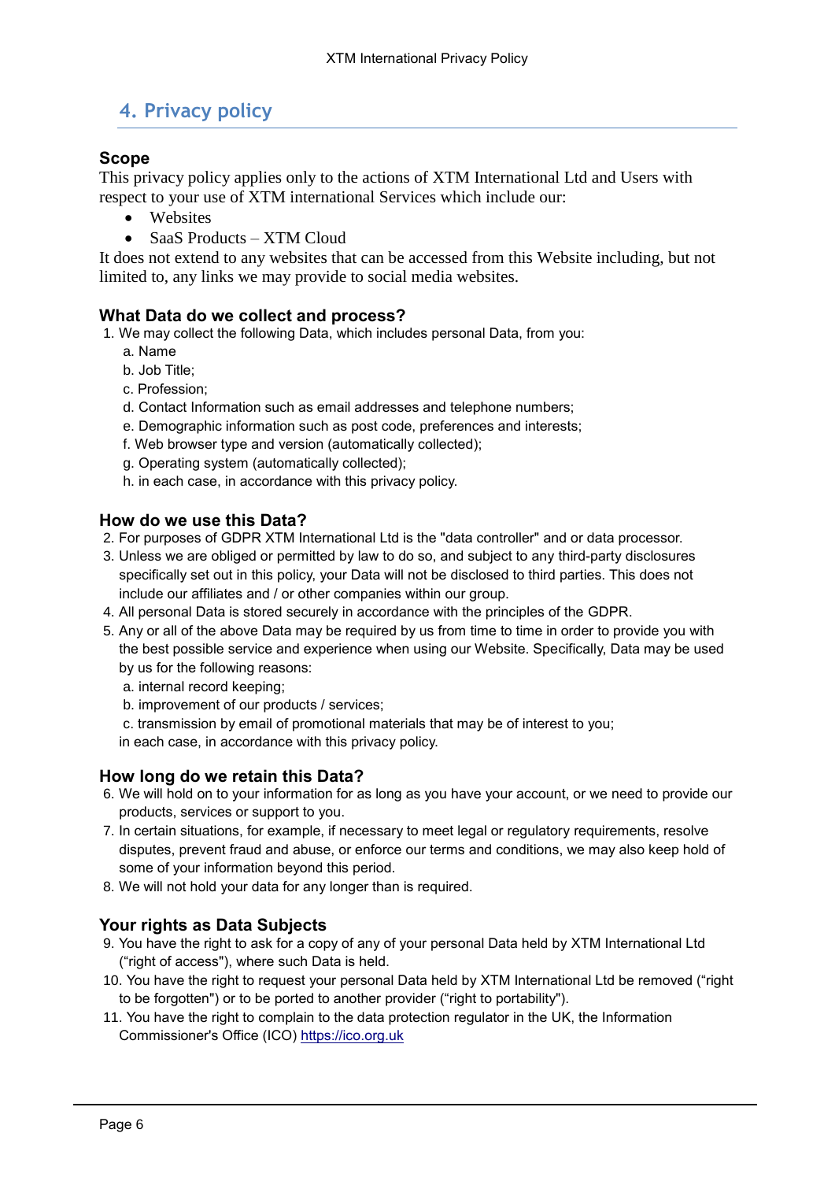## 4. Privacy policy

### Scope

This privacy policy applies only to the actions of XTM International Ltd and Users with respect to your use of XTM international Services which include our:

- Websites
- SaaS Products – XTM Cloud

It does not extend to any websites that can be accessed from this Website including, but not limited to, any links we may provide to social media websites.

### What Data do we collect and process?

1. We may collect the following Data, which includes personal Data, from you:
   a. Name
   b. Job Title;
   c. Profession;
   d. Contact Information such as email addresses and telephone numbers;
   e. Demographic information such as post code, preferences and interests;
   f. Web browser type and version (automatically collected);
   g. Operating system (automatically collected);
   h. in each case, in accordance with this privacy policy.

### How do we use this Data?

2. For purposes of GDPR XTM International Ltd is the "data controller" and or data processor.
3. Unless we are obliged or permitted by law to do so, and subject to any third-party disclosures specifically set out in this policy, your Data will not be disclosed to third parties. This does not include our affiliates and / or other companies within our group.
4. All personal Data is stored securely in accordance with the principles of the GDPR.
5. Any or all of the above Data may be required by us from time to time in order to provide you with the best possible service and experience when using our Website. Specifically, Data may be used by us for the following reasons:
   a. internal record keeping;
   b. improvement of our products / services;
   c. transmission by email of promotional materials that may be of interest to you;

   in each case, in accordance with this privacy policy.

### How long do we retain this Data?

6. We will hold on to your information for as long as you have your account, or we need to provide our products, services or support to you.
7. In certain situations, for example, if necessary to meet legal or regulatory requirements, resolve disputes, prevent fraud and abuse, or enforce our terms and conditions, we may also keep hold of some of your information beyond this period.
8. We will not hold your data for any longer than is required.

### Your rights as Data Subjects

9. You have the right to ask for a copy of any of your personal Data held by XTM International Ltd ("right of access"), where such Data is held.
10. You have the right to request your personal Data held by XTM International Ltd be removed ("right to be forgotten") or to be ported to another provider ("right to portability").
11. You have the right to complain to the data protection regulator in the UK, the Information Commissioner's Office (ICO) https://ico.org.uk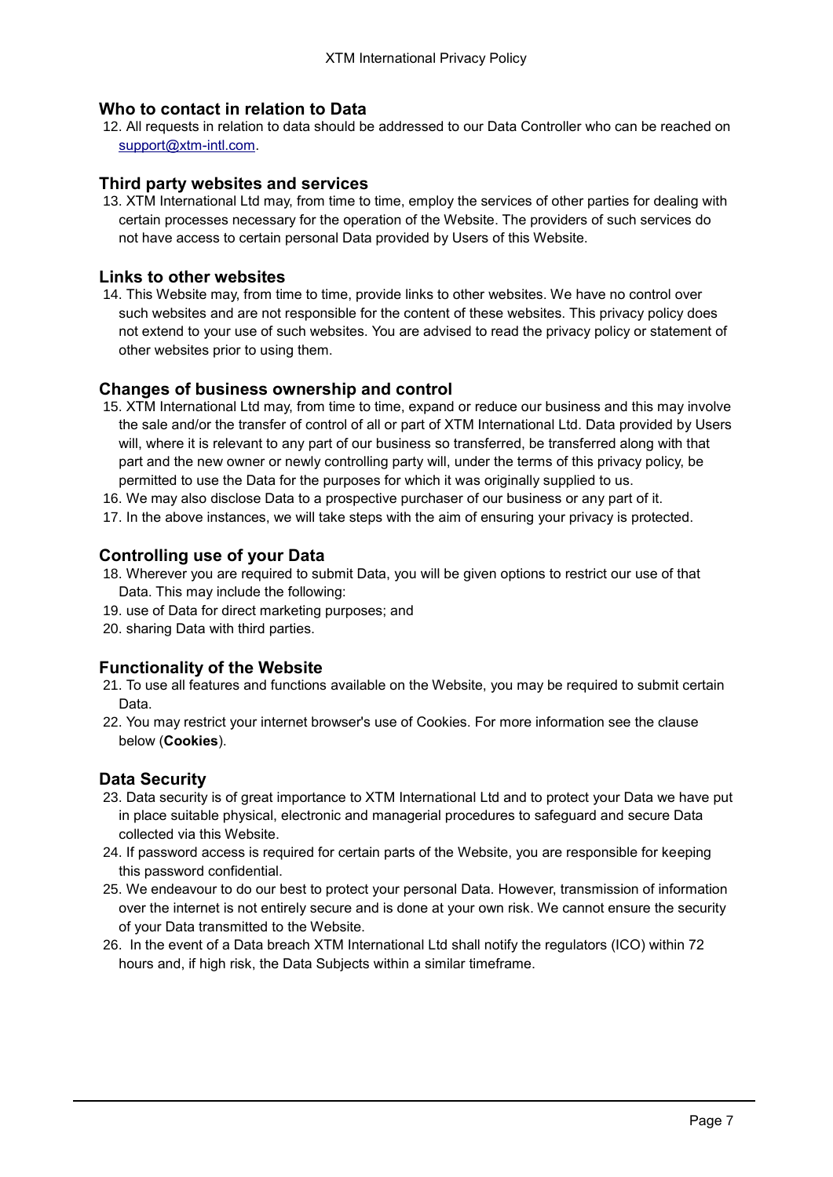## Who to contact in relation to Data

12. All requests in relation to data should be addressed to our Data Controller who can be reached on support@xtm-intl.com.

## Third party websites and services

13. XTM International Ltd may, from time to time, employ the services of other parties for dealing with certain processes necessary for the operation of the Website. The providers of such services do not have access to certain personal Data provided by Users of this Website.

## Links to other websites

14. This Website may, from time to time, provide links to other websites. We have no control over such websites and are not responsible for the content of these websites. This privacy policy does not extend to your use of such websites. You are advised to read the privacy policy or statement of other websites prior to using them.

## Changes of business ownership and control

15. XTM International Ltd may, from time to time, expand or reduce our business and this may involve the sale and/or the transfer of control of all or part of XTM International Ltd. Data provided by Users will, where it is relevant to any part of our business so transferred, be transferred along with that part and the new owner or newly controlling party will, under the terms of this privacy policy, be permitted to use the Data for the purposes for which it was originally supplied to us.
16. We may also disclose Data to a prospective purchaser of our business or any part of it.
17. In the above instances, we will take steps with the aim of ensuring your privacy is protected.

## Controlling use of your Data

18. Wherever you are required to submit Data, you will be given options to restrict our use of that Data. This may include the following:
19. use of Data for direct marketing purposes; and
20. sharing Data with third parties.

## Functionality of the Website

21. To use all features and functions available on the Website, you may be required to submit certain Data.
22. You may restrict your internet browser's use of Cookies. For more information see the clause below (**Cookies**).

## Data Security

23. Data security is of great importance to XTM International Ltd and to protect your Data we have put in place suitable physical, electronic and managerial procedures to safeguard and secure Data collected via this Website.
24. If password access is required for certain parts of the Website, you are responsible for keeping this password confidential.
25. We endeavour to do our best to protect your personal Data. However, transmission of information over the internet is not entirely secure and is done at your own risk. We cannot ensure the security of your Data transmitted to the Website.
26. In the event of a Data breach XTM International Ltd shall notify the regulators (ICO) within 72 hours and, if high risk, the Data Subjects within a similar timeframe.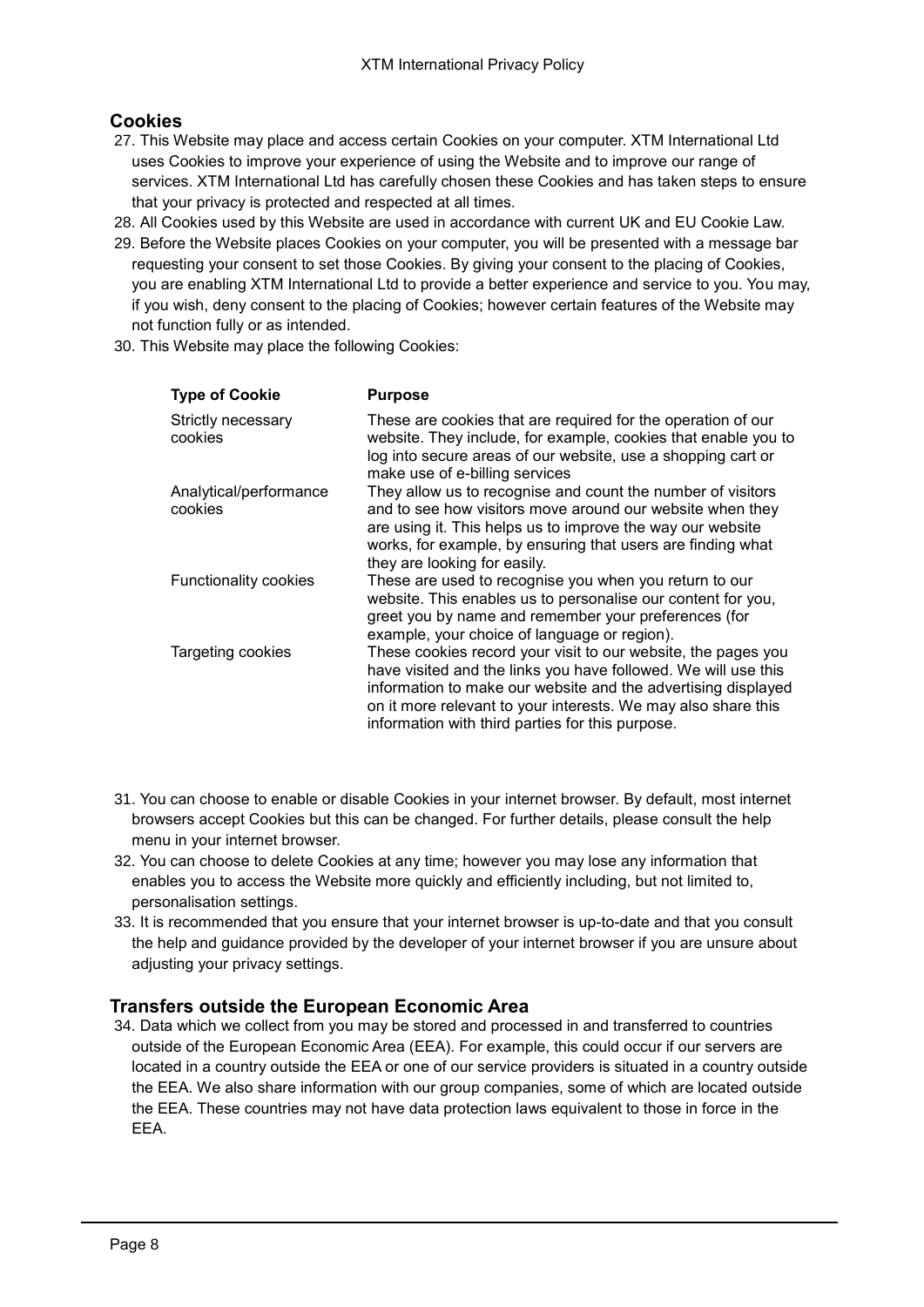## Cookies

27. This Website may place and access certain Cookies on your computer. XTM International Ltd uses Cookies to improve your experience of using the Website and to improve our range of services. XTM International Ltd has carefully chosen these Cookies and has taken steps to ensure that your privacy is protected and respected at all times.
28. All Cookies used by this Website are used in accordance with current UK and EU Cookie Law.
29. Before the Website places Cookies on your computer, you will be presented with a message bar requesting your consent to set those Cookies. By giving your consent to the placing of Cookies, you are enabling XTM International Ltd to provide a better experience and service to you. You may, if you wish, deny consent to the placing of Cookies; however certain features of the Website may not function fully or as intended.
30. This Website may place the following Cookies:

| Type of Cookie | Purpose |
| --- | --- |
| Strictly necessary cookies | These are cookies that are required for the operation of our website. They include, for example, cookies that enable you to log into secure areas of our website, use a shopping cart or make use of e-billing services |
| Analytical/performance cookies | They allow us to recognise and count the number of visitors and to see how visitors move around our website when they are using it. This helps us to improve the way our website works, for example, by ensuring that users are finding what they are looking for easily. |
| Functionality cookies | These are used to recognise you when you return to our website. This enables us to personalise our content for you, greet you by name and remember your preferences (for example, your choice of language or region). |
| Targeting cookies | These cookies record your visit to our website, the pages you have visited and the links you have followed. We will use this information to make our website and the advertising displayed on it more relevant to your interests. We may also share this information with third parties for this purpose. |

31. You can choose to enable or disable Cookies in your internet browser. By default, most internet browsers accept Cookies but this can be changed. For further details, please consult the help menu in your internet browser.
32. You can choose to delete Cookies at any time; however you may lose any information that enables you to access the Website more quickly and efficiently including, but not limited to, personalisation settings.
33. It is recommended that you ensure that your internet browser is up-to-date and that you consult the help and guidance provided by the developer of your internet browser if you are unsure about adjusting your privacy settings.

## Transfers outside the European Economic Area

34. Data which we collect from you may be stored and processed in and transferred to countries outside of the European Economic Area (EEA). For example, this could occur if our servers are located in a country outside the EEA or one of our service providers is situated in a country outside the EEA. We also share information with our group companies, some of which are located outside the EEA. These countries may not have data protection laws equivalent to those in force in the EEA.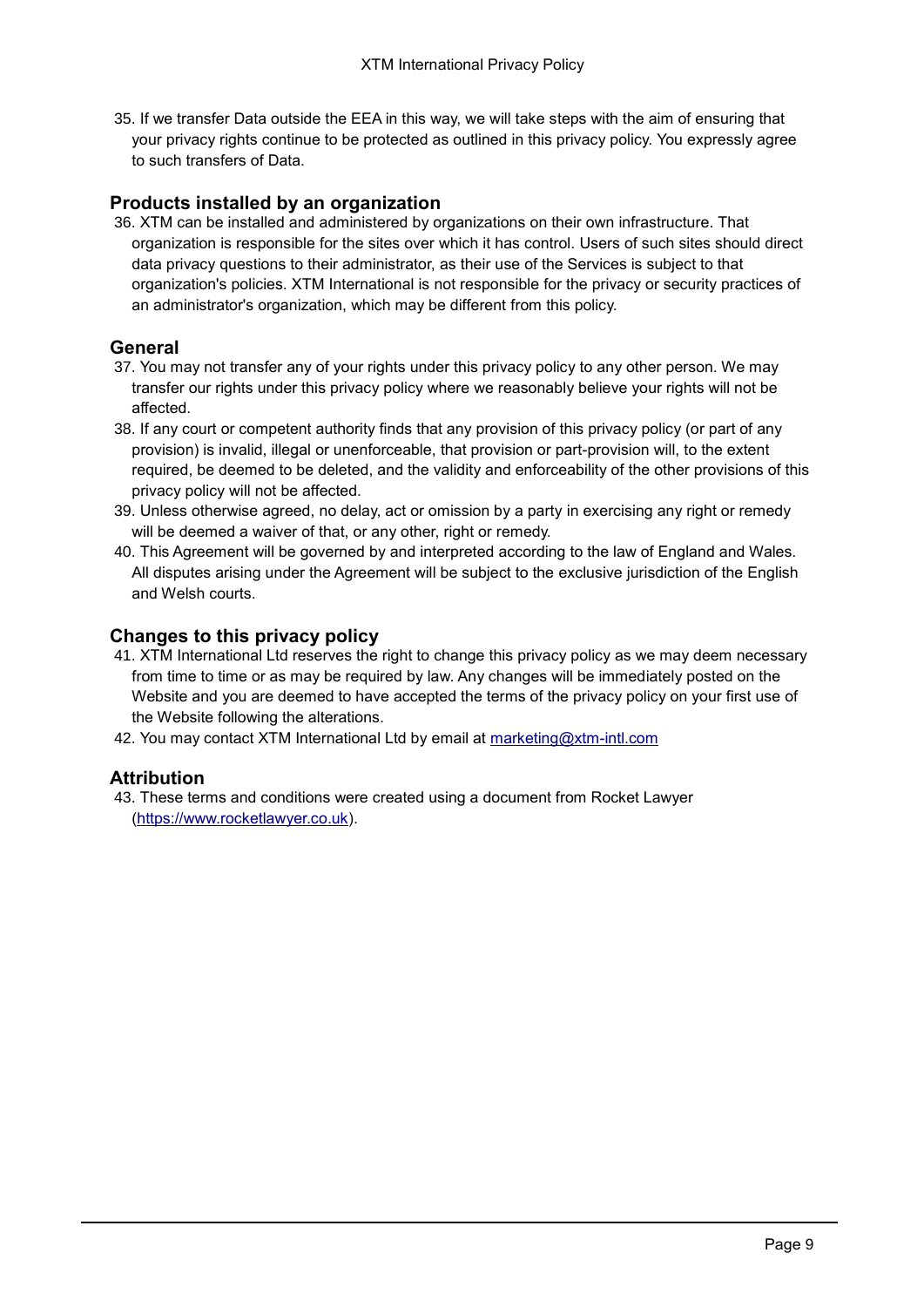35. If we transfer Data outside the EEA in this way, we will take steps with the aim of ensuring that your privacy rights continue to be protected as outlined in this privacy policy. You expressly agree to such transfers of Data.

## Products installed by an organization

36. XTM can be installed and administered by organizations on their own infrastructure. That organization is responsible for the sites over which it has control. Users of such sites should direct data privacy questions to their administrator, as their use of the Services is subject to that organization's policies. XTM International is not responsible for the privacy or security practices of an administrator's organization, which may be different from this policy.

## General

37. You may not transfer any of your rights under this privacy policy to any other person. We may transfer our rights under this privacy policy where we reasonably believe your rights will not be affected.
38. If any court or competent authority finds that any provision of this privacy policy (or part of any provision) is invalid, illegal or unenforceable, that provision or part-provision will, to the extent required, be deemed to be deleted, and the validity and enforceability of the other provisions of this privacy policy will not be affected.
39. Unless otherwise agreed, no delay, act or omission by a party in exercising any right or remedy will be deemed a waiver of that, or any other, right or remedy.
40. This Agreement will be governed by and interpreted according to the law of England and Wales. All disputes arising under the Agreement will be subject to the exclusive jurisdiction of the English and Welsh courts.

## Changes to this privacy policy

41. XTM International Ltd reserves the right to change this privacy policy as we may deem necessary from time to time or as may be required by law. Any changes will be immediately posted on the Website and you are deemed to have accepted the terms of the privacy policy on your first use of the Website following the alterations.
42. You may contact XTM International Ltd by email at [marketing@xtm-intl.com](mailto:marketing@xtm-intl.com)

## Attribution

43. These terms and conditions were created using a document from Rocket Lawyer ([https://www.rocketlawyer.co.uk](https://www.rocketlawyer.co.uk)).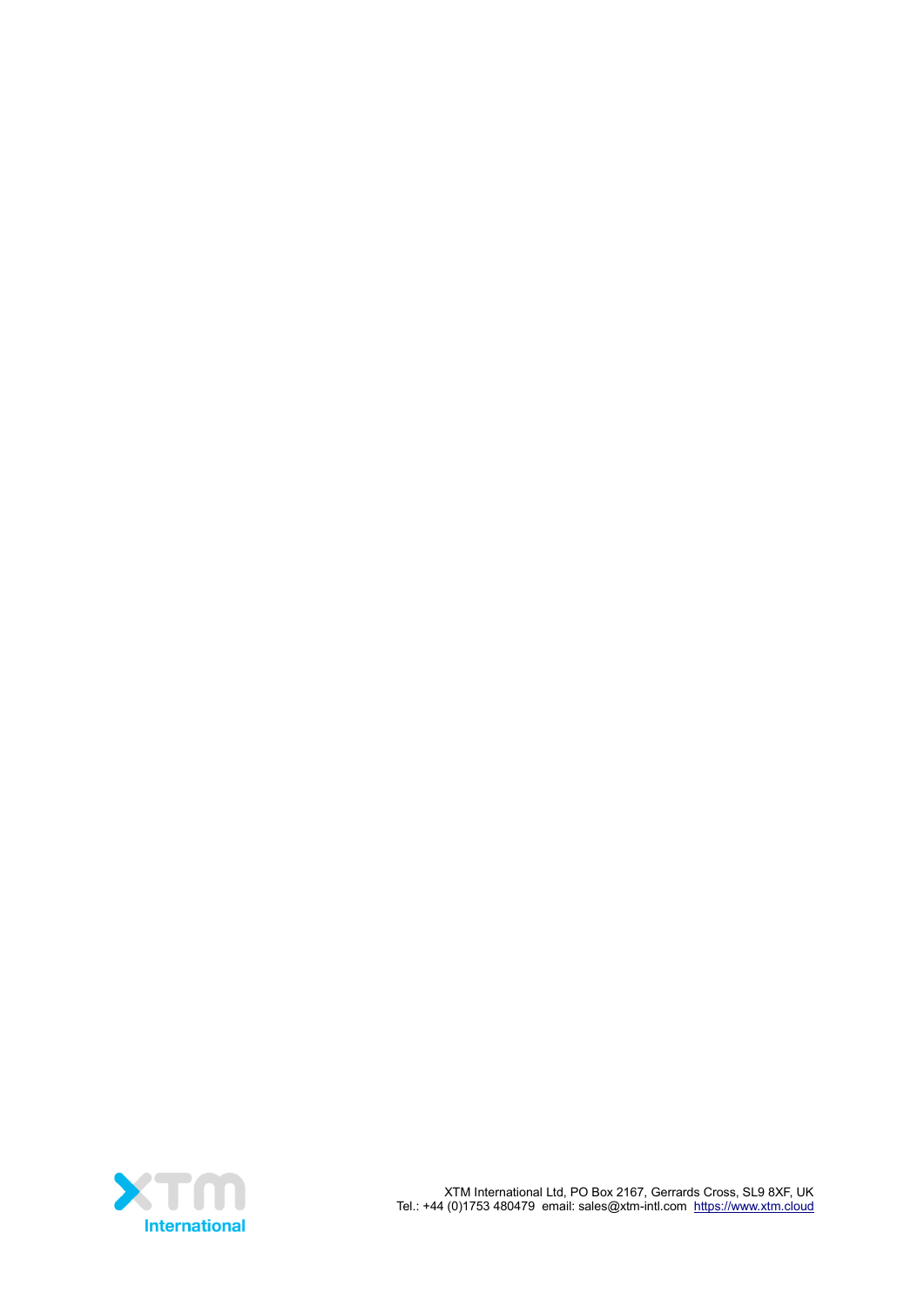XTM International Ltd, PO Box 2167, Gerrards Cross, SL9 8XF, UK
Tel.: +44 (0)1753 480479 email: sales@xtm-intl.com https://www.xtm.cloud